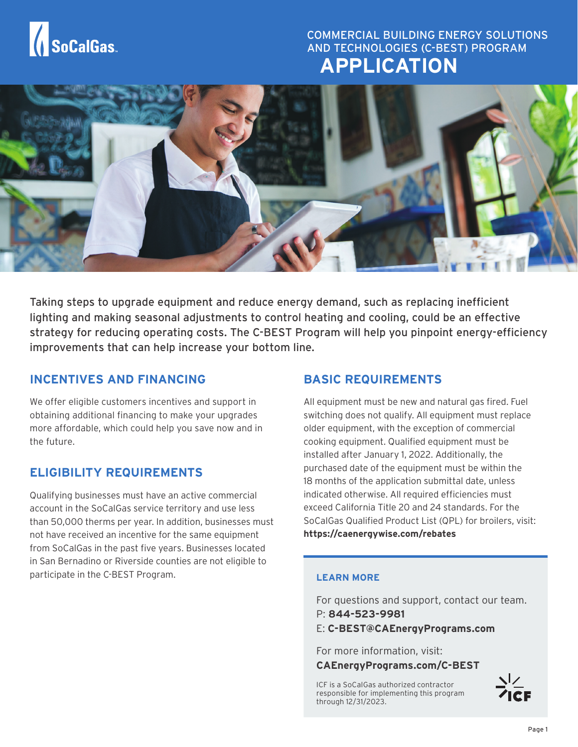SoCalGas

COMMERCIAL BUILDING ENERGY SOLUTIONS AND TECHNOLOGIES (C-BEST) PROGRAM

# APPLICATION

Taking steps to upgrade equipment and reduce energy demand, such as replacing inefficient lighting and making seasonal adjustments to control heating and cooling, could be an effective strategy for reducing operating costs. The C-BEST Program will help you pinpoint energy-efficiency improvements that can help increase your bottom line.

## INCENTIVES AND FINANCING

We offer eligible customers incentives and support in obtaining additional financing to make your upgrades more affordable, which could help you save now and in the future.

## ELIGIBILITY REQUIREMENTS

Qualifying businesses must have an active commercial account in the SoCalGas service territory and use less than 50,000 therms per year. In addition, businesses must not have received an incentive for the same equipment from SoCalGas in the past five years. Businesses located in San Bernadino or Riverside counties are not eligible to participate in the C-BEST Program.

## BASIC REQUIREMENTS

All equipment must be new and natural gas fired. Fuel switching does not qualify. All equipment must replace older equipment, with the exception of commercial cooking equipment. Qualified equipment must be installed after January 1, 2022. Additionally, the purchased date of the equipment must be within the 18 months of the application submittal date, unless indicated otherwise. All required efficiencies must exceed California Title 20 and 24 standards. For the SoCalGas Qualified Product List (QPL) for broilers, visit: **https://caenergywise.com/rebates**

### LEARN MORE

For questions and support, contact our team.
P: **844-523-9981**
E: **C-BEST@CAEnergyPrograms.com**

For more information, visit:
**CAEnergyPrograms.com/C-BEST**

ICF is a SoCalGas authorized contractor responsible for implementing this program through 12/31/2023.

ICF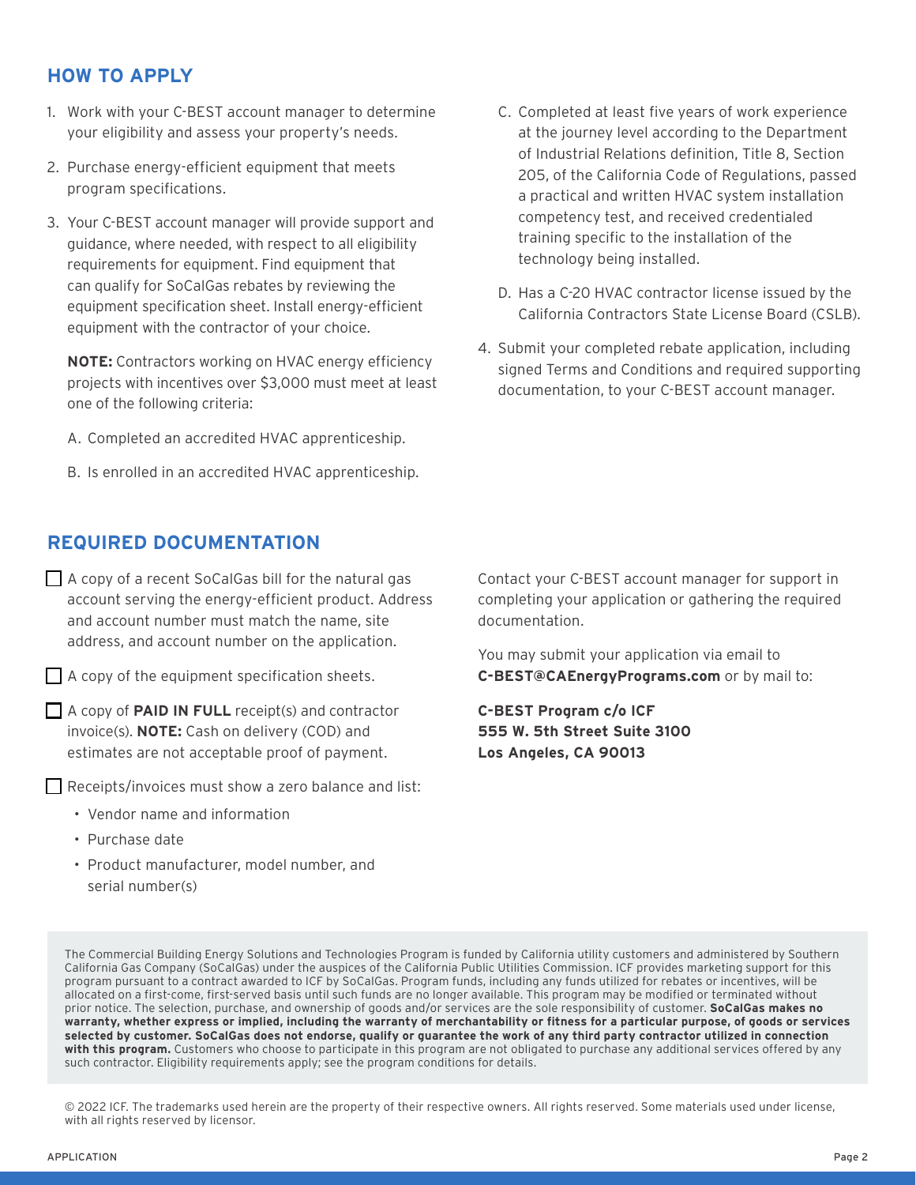## HOW TO APPLY

1. Work with your C-BEST account manager to determine your eligibility and assess your property's needs.
2. Purchase energy-efficient equipment that meets program specifications.
3. Your C-BEST account manager will provide support and guidance, where needed, with respect to all eligibility requirements for equipment. Find equipment that can qualify for SoCalGas rebates by reviewing the equipment specification sheet. Install energy-efficient equipment with the contractor of your choice.

   **NOTE:** Contractors working on HVAC energy efficiency projects with incentives over $3,000 must meet at least one of the following criteria:

   A. Completed an accredited HVAC apprenticeship.

   B. Is enrolled in an accredited HVAC apprenticeship.

   C. Completed at least five years of work experience at the journey level according to the Department of Industrial Relations definition, Title 8, Section 205, of the California Code of Regulations, passed a practical and written HVAC system installation competency test, and received credentialed training specific to the installation of the technology being installed.

   D. Has a C-20 HVAC contractor license issued by the California Contractors State License Board (CSLB).
4. Submit your completed rebate application, including signed Terms and Conditions and required supporting documentation, to your C-BEST account manager.

## REQUIRED DOCUMENTATION

- ☐ A copy of a recent SoCalGas bill for the natural gas account serving the energy-efficient product. Address and account number must match the name, site address, and account number on the application.
- ☐ A copy of the equipment specification sheets.
- ☐ A copy of **PAID IN FULL** receipt(s) and contractor invoice(s). **NOTE:** Cash on delivery (COD) and estimates are not acceptable proof of payment.
- ☐ Receipts/invoices must show a zero balance and list:
  - Vendor name and information
  - Purchase date
  - Product manufacturer, model number, and serial number(s)

Contact your C-BEST account manager for support in completing your application or gathering the required documentation.

You may submit your application via email to **C-BEST@CAEnergyPrograms.com** or by mail to:

**C-BEST Program c/o ICF**
**555 W. 5th Street Suite 3100**
**Los Angeles, CA 90013**

The Commercial Building Energy Solutions and Technologies Program is funded by California utility customers and administered by Southern California Gas Company (SoCalGas) under the auspices of the California Public Utilities Commission. ICF provides marketing support for this program pursuant to a contract awarded to ICF by SoCalGas. Program funds, including any funds utilized for rebates or incentives, will be allocated on a first-come, first-served basis until such funds are no longer available. This program may be modified or terminated without prior notice. The selection, purchase, and ownership of goods and/or services are the sole responsibility of customer. **SoCalGas makes no warranty, whether express or implied, including the warranty of merchantability or fitness for a particular purpose, of goods or services selected by customer. SoCalGas does not endorse, qualify or guarantee the work of any third party contractor utilized in connection with this program.** Customers who choose to participate in this program are not obligated to purchase any additional services offered by any such contractor. Eligibility requirements apply; see the program conditions for details.

© 2022 ICF. The trademarks used herein are the property of their respective owners. All rights reserved. Some materials used under license, with all rights reserved by licensor.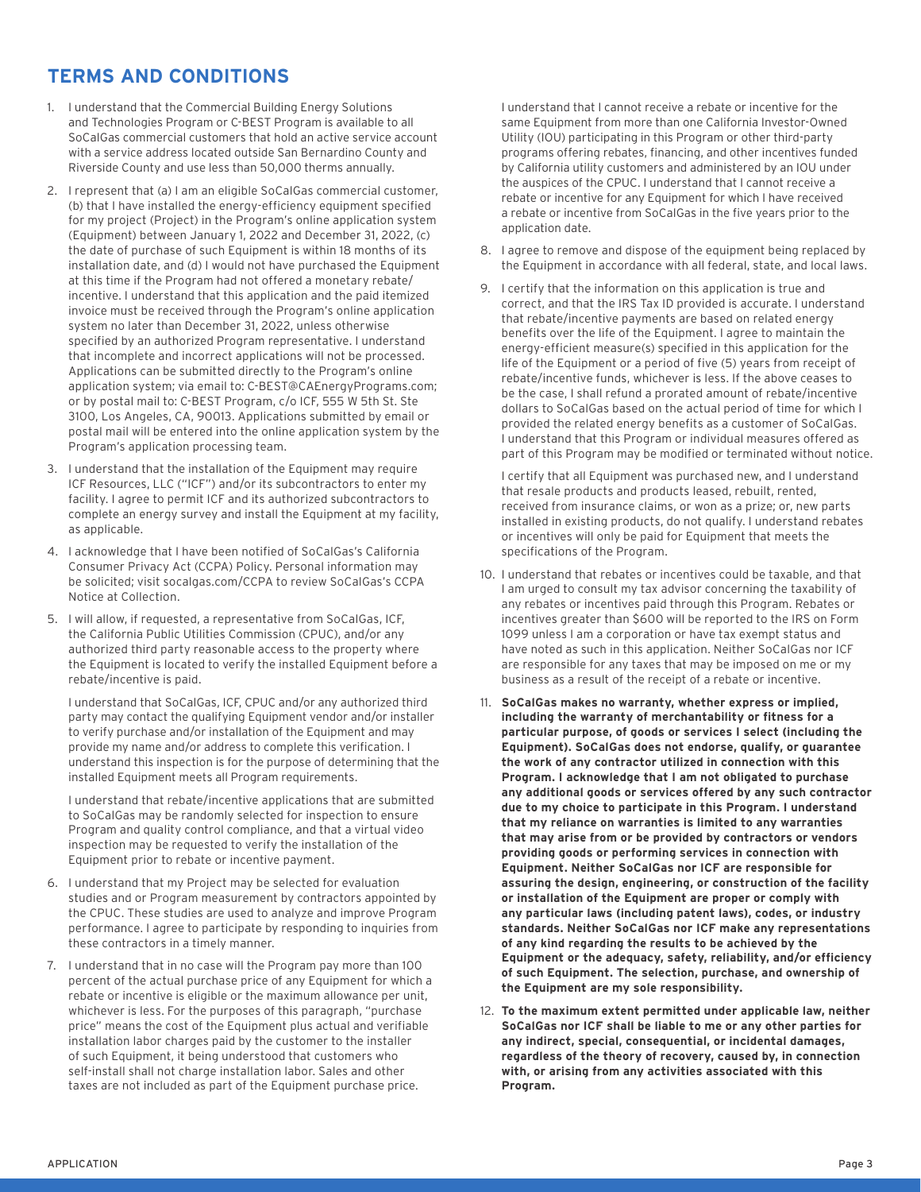## TERMS AND CONDITIONS

1. I understand that the Commercial Building Energy Solutions and Technologies Program or C-BEST Program is available to all SoCalGas commercial customers that hold an active service account with a service address located outside San Bernardino County and Riverside County and use less than 50,000 therms annually.

2. I represent that (a) I am an eligible SoCalGas commercial customer, (b) that I have installed the energy-efficiency equipment specified for my project (Project) in the Program's online application system (Equipment) between January 1, 2022 and December 31, 2022, (c) the date of purchase of such Equipment is within 18 months of its installation date, and (d) I would not have purchased the Equipment at this time if the Program had not offered a monetary rebate/incentive. I understand that this application and the paid itemized invoice must be received through the Program's online application system no later than December 31, 2022, unless otherwise specified by an authorized Program representative. I understand that incomplete and incorrect applications will not be processed. Applications can be submitted directly to the Program's online application system; via email to: C-BEST@CAEnergyPrograms.com; or by postal mail to: C-BEST Program, c/o ICF, 555 W 5th St. Ste 3100, Los Angeles, CA, 90013. Applications submitted by email or postal mail will be entered into the online application system by the Program's application processing team.

3. I understand that the installation of the Equipment may require ICF Resources, LLC ("ICF") and/or its subcontractors to enter my facility. I agree to permit ICF and its authorized subcontractors to complete an energy survey and install the Equipment at my facility, as applicable.

4. I acknowledge that I have been notified of SoCalGas's California Consumer Privacy Act (CCPA) Policy. Personal information may be solicited; visit socalgas.com/CCPA to review SoCalGas's CCPA Notice at Collection.

5. I will allow, if requested, a representative from SoCalGas, ICF, the California Public Utilities Commission (CPUC), and/or any authorized third party reasonable access to the property where the Equipment is located to verify the installed Equipment before a rebate/incentive is paid.

   I understand that SoCalGas, ICF, CPUC and/or any authorized third party may contact the qualifying Equipment vendor and/or installer to verify purchase and/or installation of the Equipment and may provide my name and/or address to complete this verification. I understand this inspection is for the purpose of determining that the installed Equipment meets all Program requirements.

   I understand that rebate/incentive applications that are submitted to SoCalGas may be randomly selected for inspection to ensure Program and quality control compliance, and that a virtual video inspection may be requested to verify the installation of the Equipment prior to rebate or incentive payment.

6. I understand that my Project may be selected for evaluation studies and or Program measurement by contractors appointed by the CPUC. These studies are used to analyze and improve Program performance. I agree to participate by responding to inquiries from these contractors in a timely manner.

7. I understand that in no case will the Program pay more than 100 percent of the actual purchase price of any Equipment for which a rebate or incentive is eligible or the maximum allowance per unit, whichever is less. For the purposes of this paragraph, "purchase price" means the cost of the Equipment plus actual and verifiable installation labor charges paid by the customer to the installer of such Equipment, it being understood that customers who self-install shall not charge installation labor. Sales and other taxes are not included as part of the Equipment purchase price.

   I understand that I cannot receive a rebate or incentive for the same Equipment from more than one California Investor-Owned Utility (IOU) participating in this Program or other third-party programs offering rebates, financing, and other incentives funded by California utility customers and administered by an IOU under the auspices of the CPUC. I understand that I cannot receive a rebate or incentive for any Equipment for which I have received a rebate or incentive from SoCalGas in the five years prior to the application date.

8. I agree to remove and dispose of the equipment being replaced by the Equipment in accordance with all federal, state, and local laws.

9. I certify that the information on this application is true and correct, and that the IRS Tax ID provided is accurate. I understand that rebate/incentive payments are based on related energy benefits over the life of the Equipment. I agree to maintain the energy-efficient measure(s) specified in this application for the life of the Equipment or a period of five (5) years from receipt of rebate/incentive funds, whichever is less. If the above ceases to be the case, I shall refund a prorated amount of rebate/incentive dollars to SoCalGas based on the actual period of time for which I provided the related energy benefits as a customer of SoCalGas. I understand that this Program or individual measures offered as part of this Program may be modified or terminated without notice.

   I certify that all Equipment was purchased new, and I understand that resale products and products leased, rebuilt, rented, received from insurance claims, or won as a prize; or, new parts installed in existing products, do not qualify. I understand rebates or incentives will only be paid for Equipment that meets the specifications of the Program.

10. I understand that rebates or incentives could be taxable, and that I am urged to consult my tax advisor concerning the taxability of any rebates or incentives paid through this Program. Rebates or incentives greater than $600 will be reported to the IRS on Form 1099 unless I am a corporation or have tax exempt status and have noted as such in this application. Neither SoCalGas nor ICF are responsible for any taxes that may be imposed on me or my business as a result of the receipt of a rebate or incentive.

11. **SoCalGas makes no warranty, whether express or implied, including the warranty of merchantability or fitness for a particular purpose, of goods or services I select (including the Equipment). SoCalGas does not endorse, qualify, or guarantee the work of any contractor utilized in connection with this Program. I acknowledge that I am not obligated to purchase any additional goods or services offered by any such contractor due to my choice to participate in this Program. I understand that my reliance on warranties is limited to any warranties that may arise from or be provided by contractors or vendors providing goods or performing services in connection with Equipment. Neither SoCalGas nor ICF are responsible for assuring the design, engineering, or construction of the facility or installation of the Equipment are proper or comply with any particular laws (including patent laws), codes, or industry standards. Neither SoCalGas nor ICF make any representations of any kind regarding the results to be achieved by the Equipment or the adequacy, safety, reliability, and/or efficiency of such Equipment. The selection, purchase, and ownership of the Equipment are my sole responsibility.**

12. **To the maximum extent permitted under applicable law, neither SoCalGas nor ICF shall be liable to me or any other parties for any indirect, special, consequential, or incidental damages, regardless of the theory of recovery, caused by, in connection with, or arising from any activities associated with this Program.**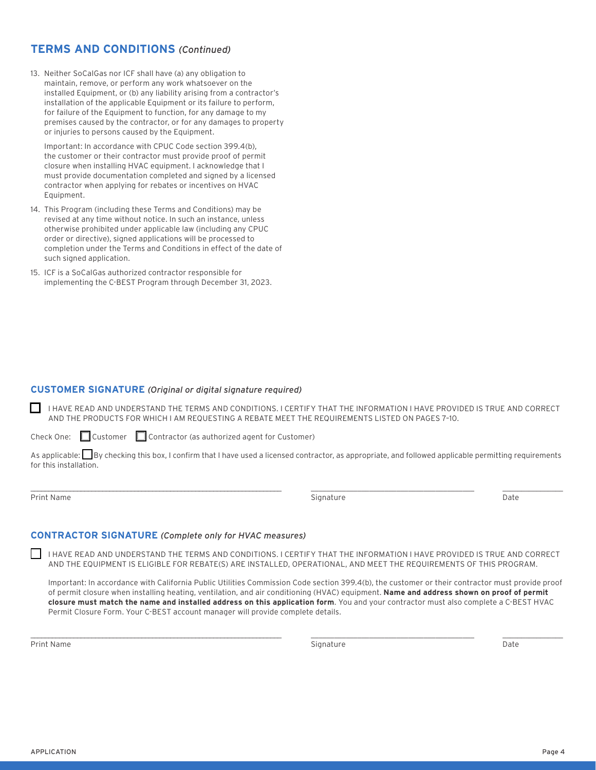## TERMS AND CONDITIONS *(Continued)*

13. Neither SoCalGas nor ICF shall have (a) any obligation to maintain, remove, or perform any work whatsoever on the installed Equipment, or (b) any liability arising from a contractor's installation of the applicable Equipment or its failure to perform, for failure of the Equipment to function, for any damage to my premises caused by the contractor, or for any damages to property or injuries to persons caused by the Equipment.

    Important: In accordance with CPUC Code section 399.4(b), the customer or their contractor must provide proof of permit closure when installing HVAC equipment. I acknowledge that I must provide documentation completed and signed by a licensed contractor when applying for rebates or incentives on HVAC Equipment.

14. This Program (including these Terms and Conditions) may be revised at any time without notice. In such an instance, unless otherwise prohibited under applicable law (including any CPUC order or directive), signed applications will be processed to completion under the Terms and Conditions in effect of the date of such signed application.

15. ICF is a SoCalGas authorized contractor responsible for implementing the C-BEST Program through December 31, 2023.

### CUSTOMER SIGNATURE *(Original or digital signature required)*

☐ I HAVE READ AND UNDERSTAND THE TERMS AND CONDITIONS. I CERTIFY THAT THE INFORMATION I HAVE PROVIDED IS TRUE AND CORRECT AND THE PRODUCTS FOR WHICH I AM REQUESTING A REBATE MEET THE REQUIREMENTS LISTED ON PAGES 7–10.

Check One: ☐ Customer ☐ Contractor (as authorized agent for Customer)

As applicable: ☐ By checking this box, I confirm that I have used a licensed contractor, as appropriate, and followed applicable permitting requirements for this installation.

Print Name ______________________ Signature ______________________ Date __________

### CONTRACTOR SIGNATURE *(Complete only for HVAC measures)*

☐ I HAVE READ AND UNDERSTAND THE TERMS AND CONDITIONS. I CERTIFY THAT THE INFORMATION I HAVE PROVIDED IS TRUE AND CORRECT AND THE EQUIPMENT IS ELIGIBLE FOR REBATE(S) ARE INSTALLED, OPERATIONAL, AND MEET THE REQUIREMENTS OF THIS PROGRAM.

Important: In accordance with California Public Utilities Commission Code section 399.4(b), the customer or their contractor must provide proof of permit closure when installing heating, ventilation, and air conditioning (HVAC) equipment. **Name and address shown on proof of permit closure must match the name and installed address on this application form**. You and your contractor must also complete a C-BEST HVAC Permit Closure Form. Your C-BEST account manager will provide complete details.

Print Name ______________________ Signature ______________________ Date __________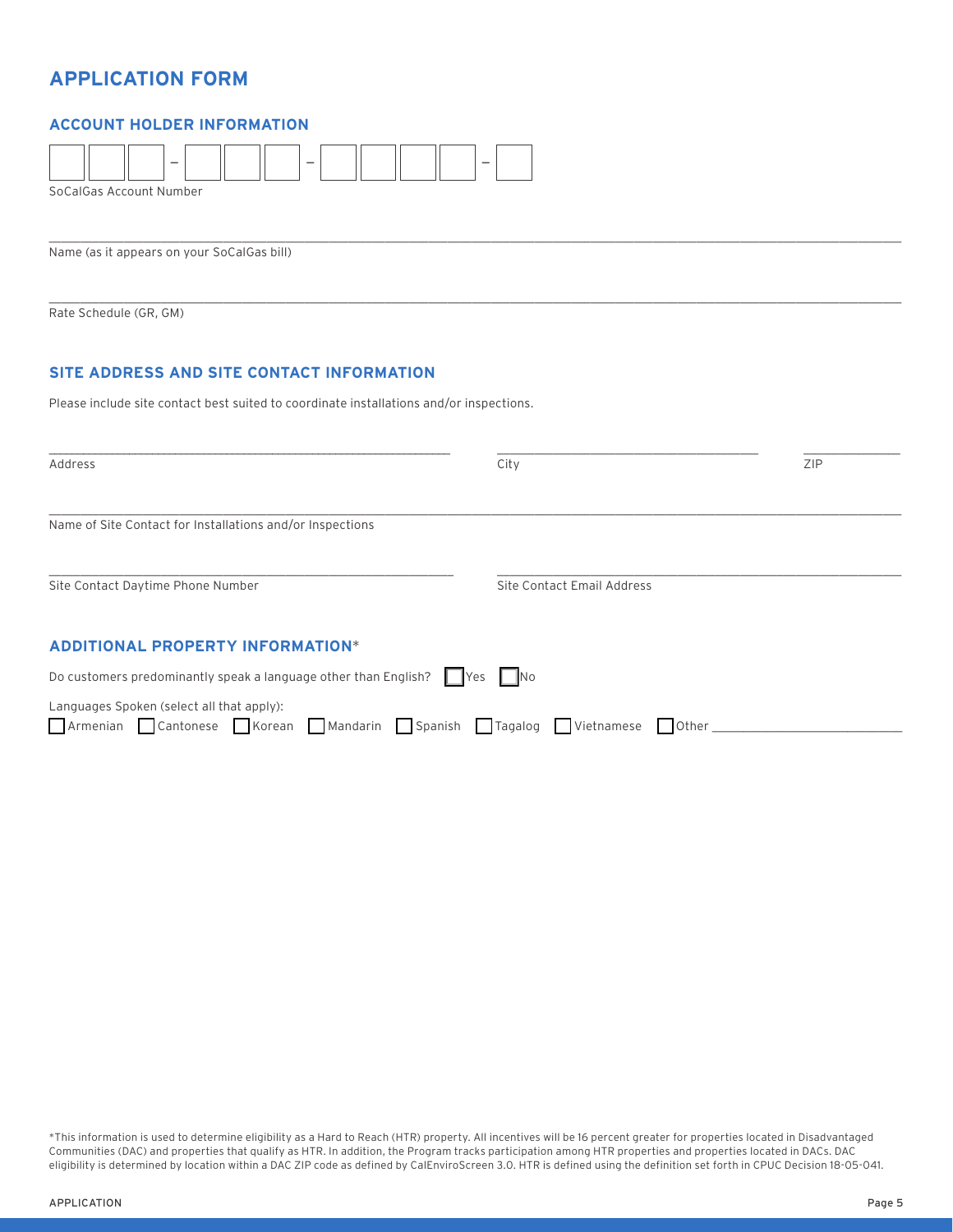# APPLICATION FORM

## ACCOUNT HOLDER INFORMATION

☐☐☐ – ☐☐☐ – ☐☐☐☐ – ☐

SoCalGas Account Number

______________________________

Name (as it appears on your SoCalGas bill)

______________________________

Rate Schedule (GR, GM)

## SITE ADDRESS AND SITE CONTACT INFORMATION

Please include site contact best suited to coordinate installations and/or inspections.

______________________________ ______________________________ ______________

Address City ZIP

______________________________

Name of Site Contact for Installations and/or Inspections

______________________________ ______________________________

Site Contact Daytime Phone Number Site Contact Email Address

## ADDITIONAL PROPERTY INFORMATION*

Do customers predominantly speak a language other than English? ☐ Yes ☐ No

Languages Spoken (select all that apply):

☐ Armenian ☐ Cantonese ☐ Korean ☐ Mandarin ☐ Spanish ☐ Tagalog ☐ Vietnamese ☐ Other ______________________________

*This information is used to determine eligibility as a Hard to Reach (HTR) property. All incentives will be 16 percent greater for properties located in Disadvantaged Communities (DAC) and properties that qualify as HTR. In addition, the Program tracks participation among HTR properties and properties located in DACs. DAC eligibility is determined by location within a DAC ZIP code as defined by CalEnviroScreen 3.0. HTR is defined using the definition set forth in CPUC Decision 18-05-041.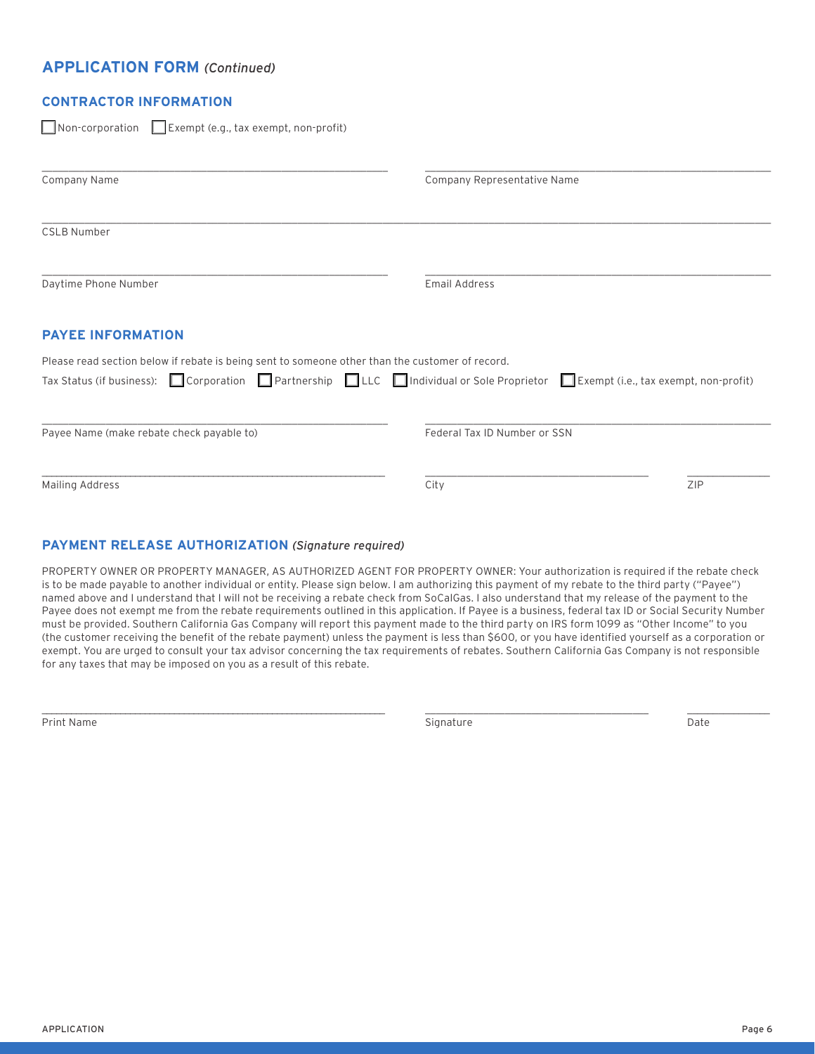## APPLICATION FORM *(Continued)*

### CONTRACTOR INFORMATION

☐ Non-corporation ☐ Exempt (e.g., tax exempt, non-profit)

Company Name: ____________________ Company Representative Name: ____________________

CSLB Number: ____________________

Daytime Phone Number: ____________________ Email Address: ____________________

### PAYEE INFORMATION

Please read section below if rebate is being sent to someone other than the customer of record.

Tax Status (if business): ☐ Corporation ☐ Partnership ☐ LLC ☐ Individual or Sole Proprietor ☐ Exempt (i.e., tax exempt, non-profit)

Payee Name (make rebate check payable to): ____________________ Federal Tax ID Number or SSN: ____________________

Mailing Address: ____________________ City: ____________________ ZIP: __________

### PAYMENT RELEASE AUTHORIZATION *(Signature required)*

PROPERTY OWNER OR PROPERTY MANAGER, AS AUTHORIZED AGENT FOR PROPERTY OWNER: Your authorization is required if the rebate check is to be made payable to another individual or entity. Please sign below. I am authorizing this payment of my rebate to the third party ("Payee") named above and I understand that I will not be receiving a rebate check from SoCalGas. I also understand that my release of the payment to the Payee does not exempt me from the rebate requirements outlined in this application. If Payee is a business, federal tax ID or Social Security Number must be provided. Southern California Gas Company will report this payment made to the third party on IRS form 1099 as "Other Income" to you (the customer receiving the benefit of the rebate payment) unless the payment is less than $600, or you have identified yourself as a corporation or exempt. You are urged to consult your tax advisor concerning the tax requirements of rebates. Southern California Gas Company is not responsible for any taxes that may be imposed on you as a result of this rebate.

Print Name: ____________________ Signature: ____________________ Date: __________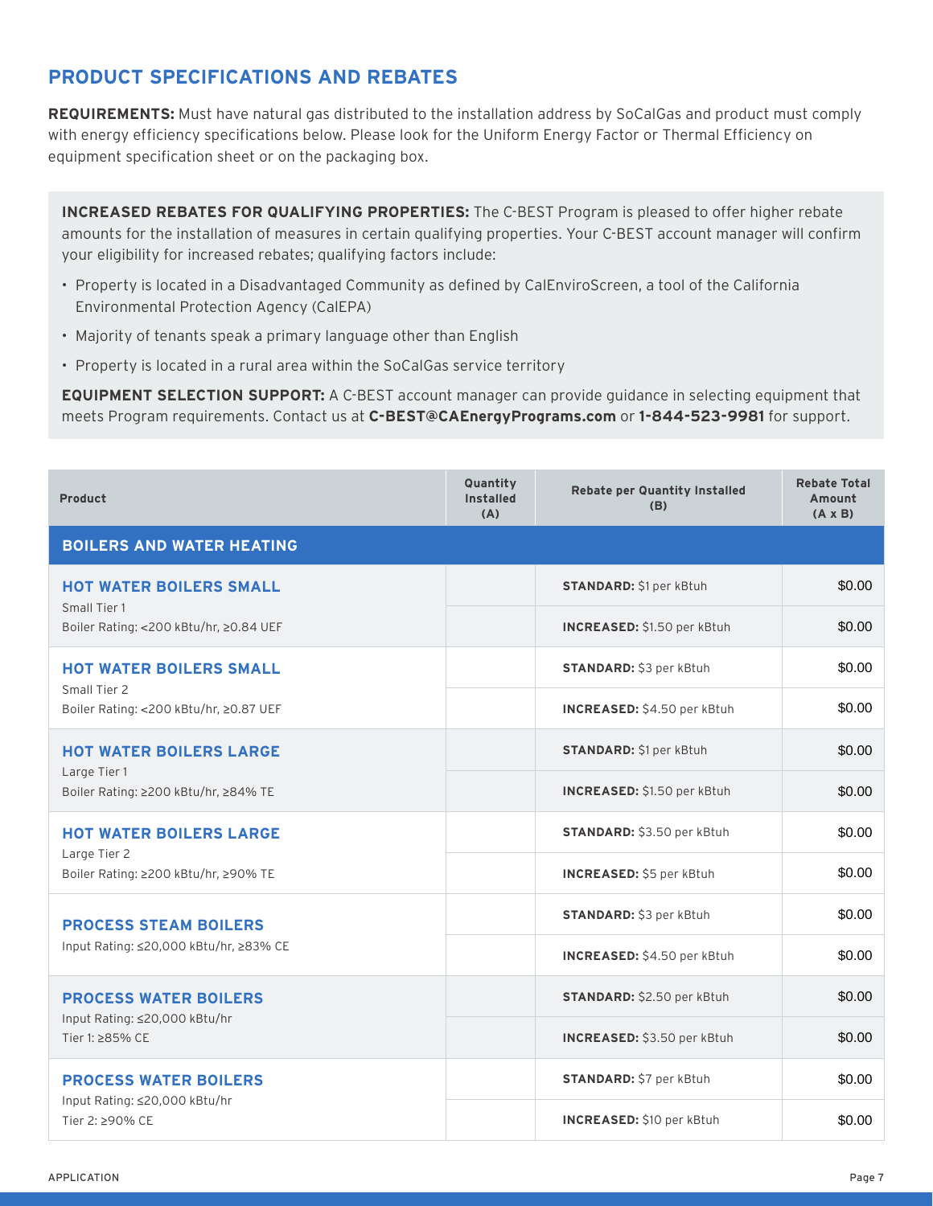## PRODUCT SPECIFICATIONS AND REBATES

**REQUIREMENTS:** Must have natural gas distributed to the installation address by SoCalGas and product must comply with energy efficiency specifications below. Please look for the Uniform Energy Factor or Thermal Efficiency on equipment specification sheet or on the packaging box.

**INCREASED REBATES FOR QUALIFYING PROPERTIES:** The C-BEST Program is pleased to offer higher rebate amounts for the installation of measures in certain qualifying properties. Your C-BEST account manager will confirm your eligibility for increased rebates; qualifying factors include:

- Property is located in a Disadvantaged Community as defined by CalEnviroScreen, a tool of the California Environmental Protection Agency (CalEPA)
- Majority of tenants speak a primary language other than English
- Property is located in a rural area within the SoCalGas service territory

**EQUIPMENT SELECTION SUPPORT:** A C-BEST account manager can provide guidance in selecting equipment that meets Program requirements. Contact us at **C-BEST@CAEnergyPrograms.com** or **1-844-523-9981** for support.

| Product | Quantity Installed (A) | Rebate per Quantity Installed (B) | Rebate Total Amount (A x B) |
|---|---|---|---|
| **BOILERS AND WATER HEATING** | | | |
| **HOT WATER BOILERS SMALL**<br>Small Tier 1<br>Boiler Rating: <200 kBtu/hr, ≥0.84 UEF | | **STANDARD:** $1 per kBtuh | $0.00 |
| | | **INCREASED:** $1.50 per kBtuh | $0.00 |
| **HOT WATER BOILERS SMALL**<br>Small Tier 2<br>Boiler Rating: <200 kBtu/hr, ≥0.87 UEF | | **STANDARD:** $3 per kBtuh | $0.00 |
| | | **INCREASED:** $4.50 per kBtuh | $0.00 |
| **HOT WATER BOILERS LARGE**<br>Large Tier 1<br>Boiler Rating: ≥200 kBtu/hr, ≥84% TE | | **STANDARD:** $1 per kBtuh | $0.00 |
| | | **INCREASED:** $1.50 per kBtuh | $0.00 |
| **HOT WATER BOILERS LARGE**<br>Large Tier 2<br>Boiler Rating: ≥200 kBtu/hr, ≥90% TE | | **STANDARD:** $3.50 per kBtuh | $0.00 |
| | | **INCREASED:** $5 per kBtuh | $0.00 |
| **PROCESS STEAM BOILERS**<br>Input Rating: ≤20,000 kBtu/hr, ≥83% CE | | **STANDARD:** $3 per kBtuh | $0.00 |
| | | **INCREASED:** $4.50 per kBtuh | $0.00 |
| **PROCESS WATER BOILERS**<br>Input Rating: ≤20,000 kBtu/hr<br>Tier 1: ≥85% CE | | **STANDARD:** $2.50 per kBtuh | $0.00 |
| | | **INCREASED:** $3.50 per kBtuh | $0.00 |
| **PROCESS WATER BOILERS**<br>Input Rating: ≤20,000 kBtu/hr<br>Tier 2: ≥90% CE | | **STANDARD:** $7 per kBtuh | $0.00 |
| | | **INCREASED:** $10 per kBtuh | $0.00 |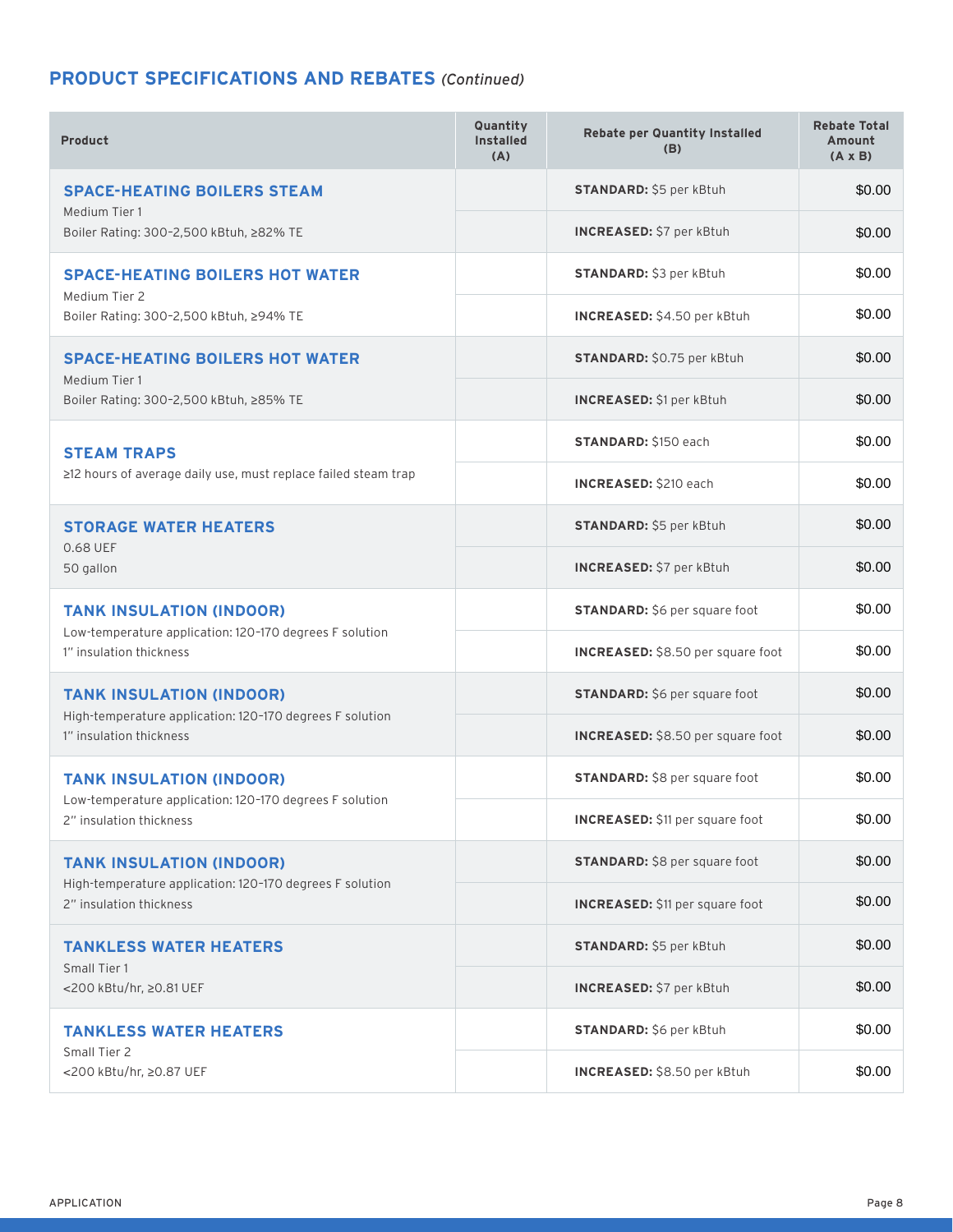## PRODUCT SPECIFICATIONS AND REBATES *(Continued)*

| Product | Quantity Installed (A) | Rebate per Quantity Installed (B) | Rebate Total Amount (A x B) |
|---|---|---|---|
| **SPACE-HEATING BOILERS STEAM**<br>Medium Tier 1<br>Boiler Rating: 300–2,500 kBtuh, ≥82% TE | | **STANDARD:** $5 per kBtuh | $0.00 |
| | | **INCREASED:** $7 per kBtuh | $0.00 |
| **SPACE-HEATING BOILERS HOT WATER**<br>Medium Tier 2<br>Boiler Rating: 300–2,500 kBtuh, ≥94% TE | | **STANDARD:** $3 per kBtuh | $0.00 |
| | | **INCREASED:** $4.50 per kBtuh | $0.00 |
| **SPACE-HEATING BOILERS HOT WATER**<br>Medium Tier 1<br>Boiler Rating: 300–2,500 kBtuh, ≥85% TE | | **STANDARD:** $0.75 per kBtuh | $0.00 |
| | | **INCREASED:** $1 per kBtuh | $0.00 |
| **STEAM TRAPS**<br>≥12 hours of average daily use, must replace failed steam trap | | **STANDARD:** $150 each | $0.00 |
| | | **INCREASED:** $210 each | $0.00 |
| **STORAGE WATER HEATERS**<br>0.68 UEF<br>50 gallon | | **STANDARD:** $5 per kBtuh | $0.00 |
| | | **INCREASED:** $7 per kBtuh | $0.00 |
| **TANK INSULATION (INDOOR)**<br>Low-temperature application: 120–170 degrees F solution<br>1" insulation thickness | | **STANDARD:** $6 per square foot | $0.00 |
| | | **INCREASED:** $8.50 per square foot | $0.00 |
| **TANK INSULATION (INDOOR)**<br>High-temperature application: 120–170 degrees F solution<br>1" insulation thickness | | **STANDARD:** $6 per square foot | $0.00 |
| | | **INCREASED:** $8.50 per square foot | $0.00 |
| **TANK INSULATION (INDOOR)**<br>Low-temperature application: 120–170 degrees F solution<br>2" insulation thickness | | **STANDARD:** $8 per square foot | $0.00 |
| | | **INCREASED:** $11 per square foot | $0.00 |
| **TANK INSULATION (INDOOR)**<br>High-temperature application: 120–170 degrees F solution<br>2" insulation thickness | | **STANDARD:** $8 per square foot | $0.00 |
| | | **INCREASED:** $11 per square foot | $0.00 |
| **TANKLESS WATER HEATERS**<br>Small Tier 1<br><200 kBtu/hr, ≥0.81 UEF | | **STANDARD:** $5 per kBtuh | $0.00 |
| | | **INCREASED:** $7 per kBtuh | $0.00 |
| **TANKLESS WATER HEATERS**<br>Small Tier 2<br><200 kBtu/hr, ≥0.87 UEF | | **STANDARD:** $6 per kBtuh | $0.00 |
| | | **INCREASED:** $8.50 per kBtuh | $0.00 |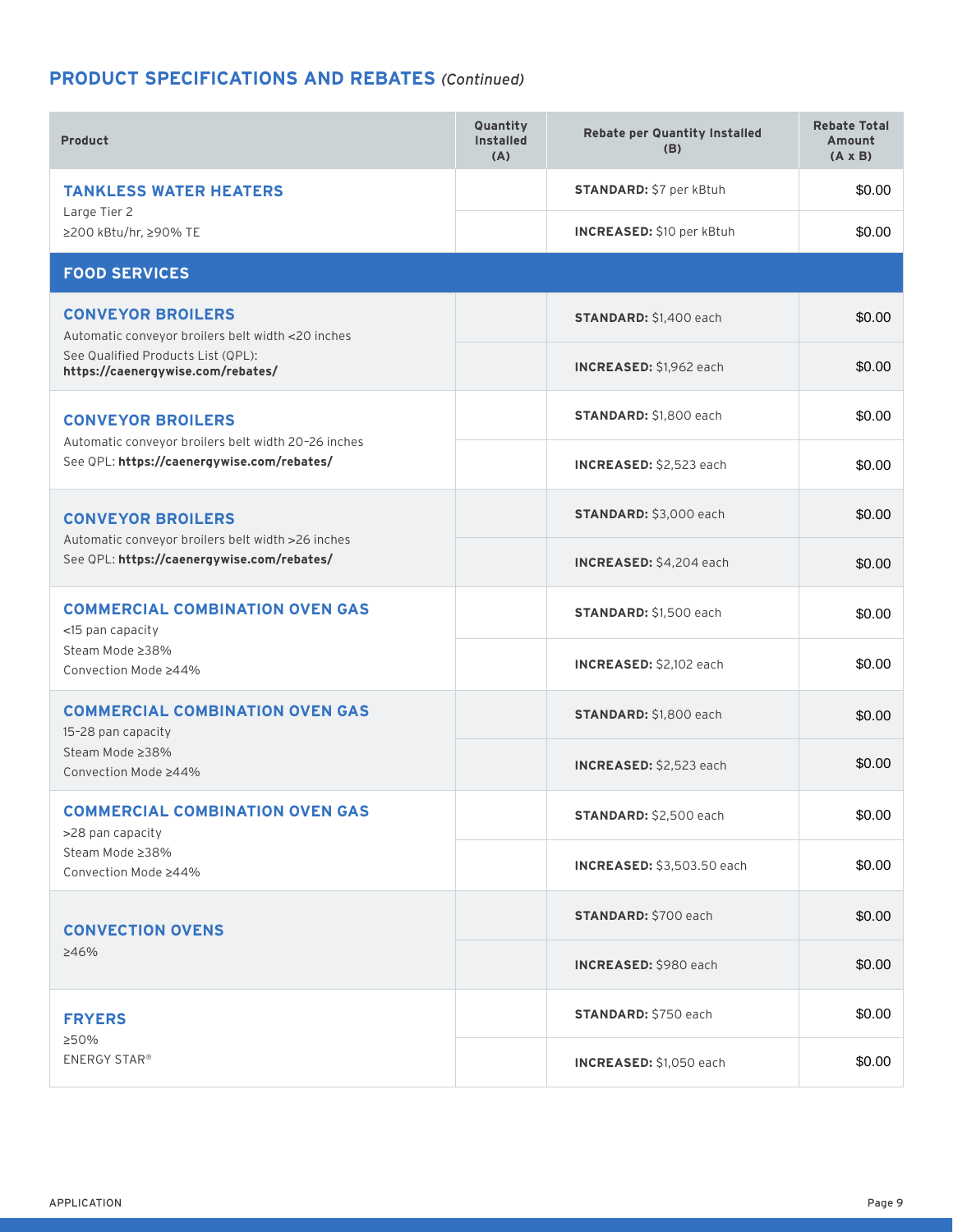## PRODUCT SPECIFICATIONS AND REBATES *(Continued)*

| Product | Quantity Installed (A) | Rebate per Quantity Installed (B) | Rebate Total Amount (A x B) |
|---|---|---|---|
| **TANKLESS WATER HEATERS** Large Tier 2 ≥200 kBtu/hr, ≥90% TE | | **STANDARD:** $7 per kBtuh | $0.00 |
| | | **INCREASED:** $10 per kBtuh | $0.00 |
| **FOOD SERVICES** | | | |
| **CONVEYOR BROILERS** Automatic conveyor broilers belt width <20 inches See Qualified Products List (QPL): **https://caenergywise.com/rebates/** | | **STANDARD:** $1,400 each | $0.00 |
| | | **INCREASED:** $1,962 each | $0.00 |
| **CONVEYOR BROILERS** Automatic conveyor broilers belt width 20-26 inches See QPL: **https://caenergywise.com/rebates/** | | **STANDARD:** $1,800 each | $0.00 |
| | | **INCREASED:** $2,523 each | $0.00 |
| **CONVEYOR BROILERS** Automatic conveyor broilers belt width >26 inches See QPL: **https://caenergywise.com/rebates/** | | **STANDARD:** $3,000 each | $0.00 |
| | | **INCREASED:** $4,204 each | $0.00 |
| **COMMERCIAL COMBINATION OVEN GAS** <15 pan capacity Steam Mode ≥38% Convection Mode ≥44% | | **STANDARD:** $1,500 each | $0.00 |
| | | **INCREASED:** $2,102 each | $0.00 |
| **COMMERCIAL COMBINATION OVEN GAS** 15-28 pan capacity Steam Mode ≥38% Convection Mode ≥44% | | **STANDARD:** $1,800 each | $0.00 |
| | | **INCREASED:** $2,523 each | $0.00 |
| **COMMERCIAL COMBINATION OVEN GAS** >28 pan capacity Steam Mode ≥38% Convection Mode ≥44% | | **STANDARD:** $2,500 each | $0.00 |
| | | **INCREASED:** $3,503.50 each | $0.00 |
| **CONVECTION OVENS** ≥46% | | **STANDARD:** $700 each | $0.00 |
| | | **INCREASED:** $980 each | $0.00 |
| **FRYERS** ≥50% ENERGY STAR® | | **STANDARD:** $750 each | $0.00 |
| | | **INCREASED:** $1,050 each | $0.00 |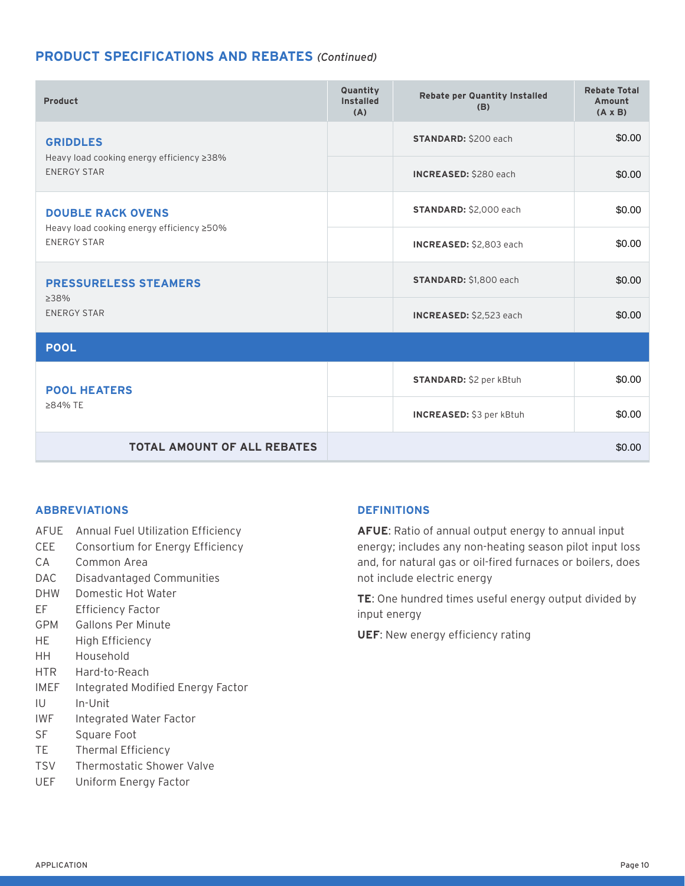## PRODUCT SPECIFICATIONS AND REBATES *(Continued)*

| Product | Quantity Installed (A) | Rebate per Quantity Installed (B) | Rebate Total Amount (A x B) |
|---|---|---|---|
| **GRIDDLES**<br>Heavy load cooking energy efficiency ≥38%<br>ENERGY STAR | | **STANDARD:** $200 each | $0.00 |
| | | **INCREASED:** $280 each | $0.00 |
| **DOUBLE RACK OVENS**<br>Heavy load cooking energy efficiency ≥50%<br>ENERGY STAR | | **STANDARD:** $2,000 each | $0.00 |
| | | **INCREASED:** $2,803 each | $0.00 |
| **PRESSURELESS STEAMERS**<br>≥38%<br>ENERGY STAR | | **STANDARD:** $1,800 each | $0.00 |
| | | **INCREASED:** $2,523 each | $0.00 |
| **POOL** | | | |
| **POOL HEATERS**<br>≥84% TE | | **STANDARD:** $2 per kBtuh | $0.00 |
| | | **INCREASED:** $3 per kBtuh | $0.00 |
| **TOTAL AMOUNT OF ALL REBATES** | | | $0.00 |

### ABBREVIATIONS

- AFUE Annual Fuel Utilization Efficiency
- CEE Consortium for Energy Efficiency
- CA Common Area
- DAC Disadvantaged Communities
- DHW Domestic Hot Water
- EF Efficiency Factor
- GPM Gallons Per Minute
- HE High Efficiency
- HH Household
- HTR Hard-to-Reach
- IMEF Integrated Modified Energy Factor
- IU In-Unit
- IWF Integrated Water Factor
- SF Square Foot
- TE Thermal Efficiency
- TSV Thermostatic Shower Valve
- UEF Uniform Energy Factor

### DEFINITIONS

**AFUE**: Ratio of annual output energy to annual input energy; includes any non-heating season pilot input loss and, for natural gas or oil-fired furnaces or boilers, does not include electric energy

**TE**: One hundred times useful energy output divided by input energy

**UEF**: New energy efficiency rating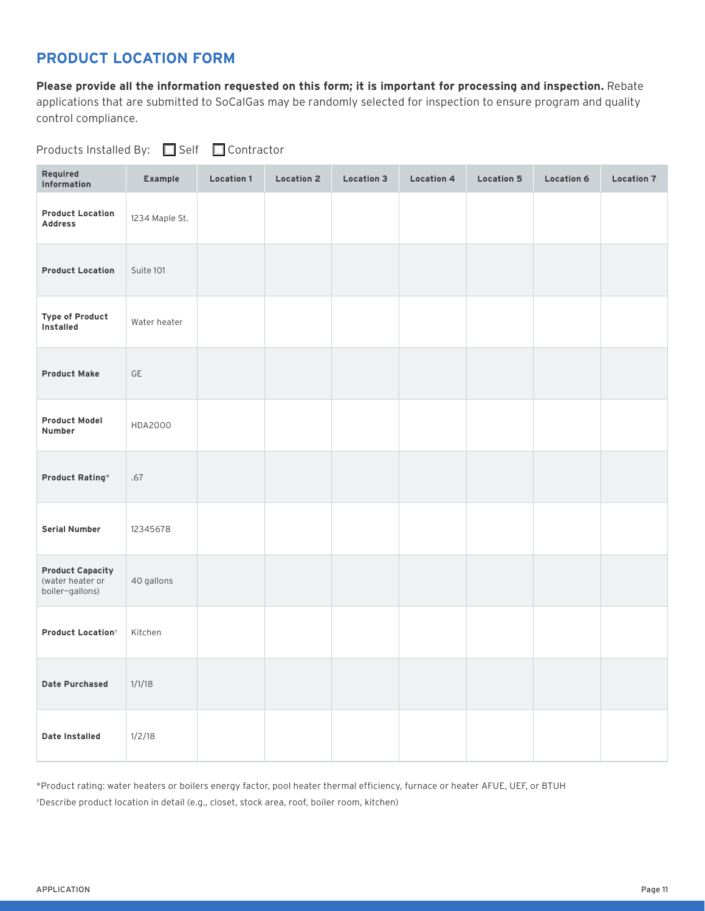## PRODUCT LOCATION FORM

**Please provide all the information requested on this form; it is important for processing and inspection.** Rebate applications that are submitted to SoCalGas may be randomly selected for inspection to ensure program and quality control compliance.

Products Installed By: ☐ Self ☐ Contractor

| Required Information | Example | Location 1 | Location 2 | Location 3 | Location 4 | Location 5 | Location 6 | Location 7 |
|---|---|---|---|---|---|---|---|---|
| **Product Location Address** | 1234 Maple St. | | | | | | | |
| **Product Location** | Suite 101 | | | | | | | |
| **Type of Product Installed** | Water heater | | | | | | | |
| **Product Make** | GE | | | | | | | |
| **Product Model Number** | HDA2000 | | | | | | | |
| **Product Rating*** | .67 | | | | | | | |
| **Serial Number** | 12345678 | | | | | | | |
| **Product Capacity** (water heater or boiler–gallons) | 40 gallons | | | | | | | |
| **Product Location**† | Kitchen | | | | | | | |
| **Date Purchased** | 1/1/18 | | | | | | | |
| **Date Installed** | 1/2/18 | | | | | | | |

*Product rating: water heaters or boilers energy factor, pool heater thermal efficiency, furnace or heater AFUE, UEF, or BTUH

†Describe product location in detail (e.g., closet, stock area, roof, boiler room, kitchen)

APPLICATION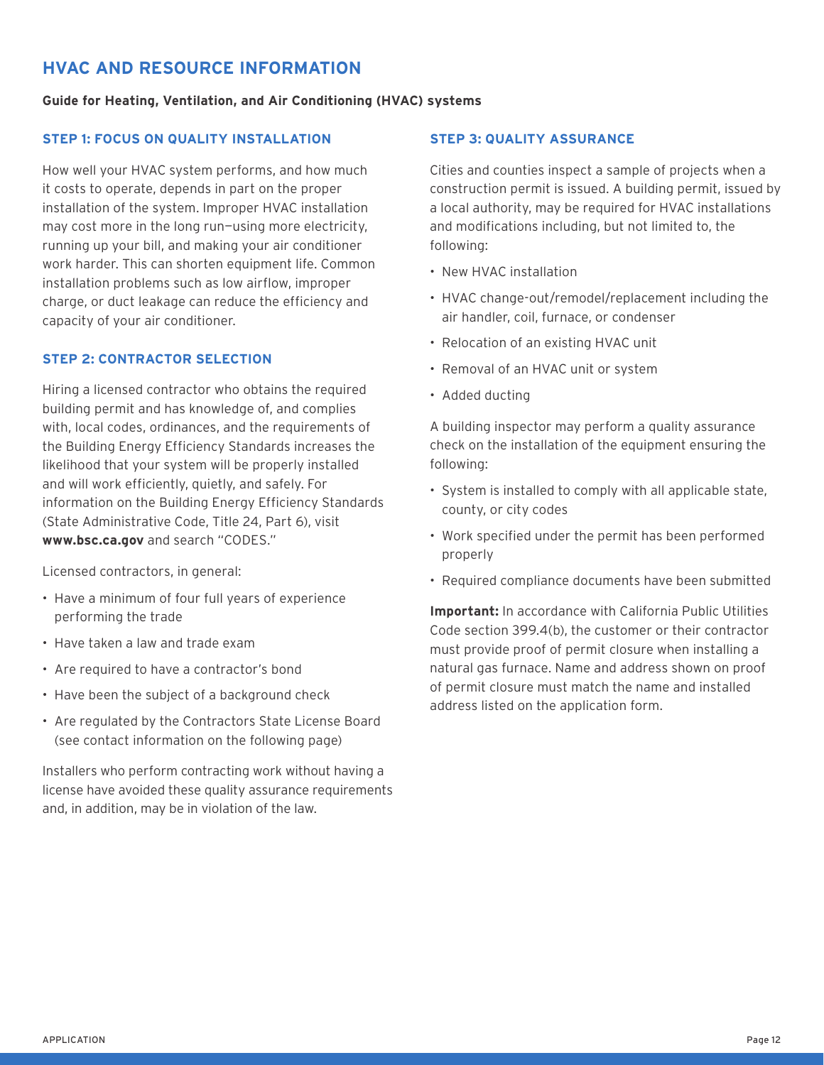# HVAC AND RESOURCE INFORMATION

**Guide for Heating, Ventilation, and Air Conditioning (HVAC) systems**

## STEP 1: FOCUS ON QUALITY INSTALLATION

How well your HVAC system performs, and how much it costs to operate, depends in part on the proper installation of the system. Improper HVAC installation may cost more in the long run—using more electricity, running up your bill, and making your air conditioner work harder. This can shorten equipment life. Common installation problems such as low airflow, improper charge, or duct leakage can reduce the efficiency and capacity of your air conditioner.

## STEP 2: CONTRACTOR SELECTION

Hiring a licensed contractor who obtains the required building permit and has knowledge of, and complies with, local codes, ordinances, and the requirements of the Building Energy Efficiency Standards increases the likelihood that your system will be properly installed and will work efficiently, quietly, and safely. For information on the Building Energy Efficiency Standards (State Administrative Code, Title 24, Part 6), visit **www.bsc.ca.gov** and search "CODES."

Licensed contractors, in general:

- Have a minimum of four full years of experience performing the trade
- Have taken a law and trade exam
- Are required to have a contractor's bond
- Have been the subject of a background check
- Are regulated by the Contractors State License Board (see contact information on the following page)

Installers who perform contracting work without having a license have avoided these quality assurance requirements and, in addition, may be in violation of the law.

## STEP 3: QUALITY ASSURANCE

Cities and counties inspect a sample of projects when a construction permit is issued. A building permit, issued by a local authority, may be required for HVAC installations and modifications including, but not limited to, the following:

- New HVAC installation
- HVAC change-out/remodel/replacement including the air handler, coil, furnace, or condenser
- Relocation of an existing HVAC unit
- Removal of an HVAC unit or system
- Added ducting

A building inspector may perform a quality assurance check on the installation of the equipment ensuring the following:

- System is installed to comply with all applicable state, county, or city codes
- Work specified under the permit has been performed properly
- Required compliance documents have been submitted

**Important:** In accordance with California Public Utilities Code section 399.4(b), the customer or their contractor must provide proof of permit closure when installing a natural gas furnace. Name and address shown on proof of permit closure must match the name and installed address listed on the application form.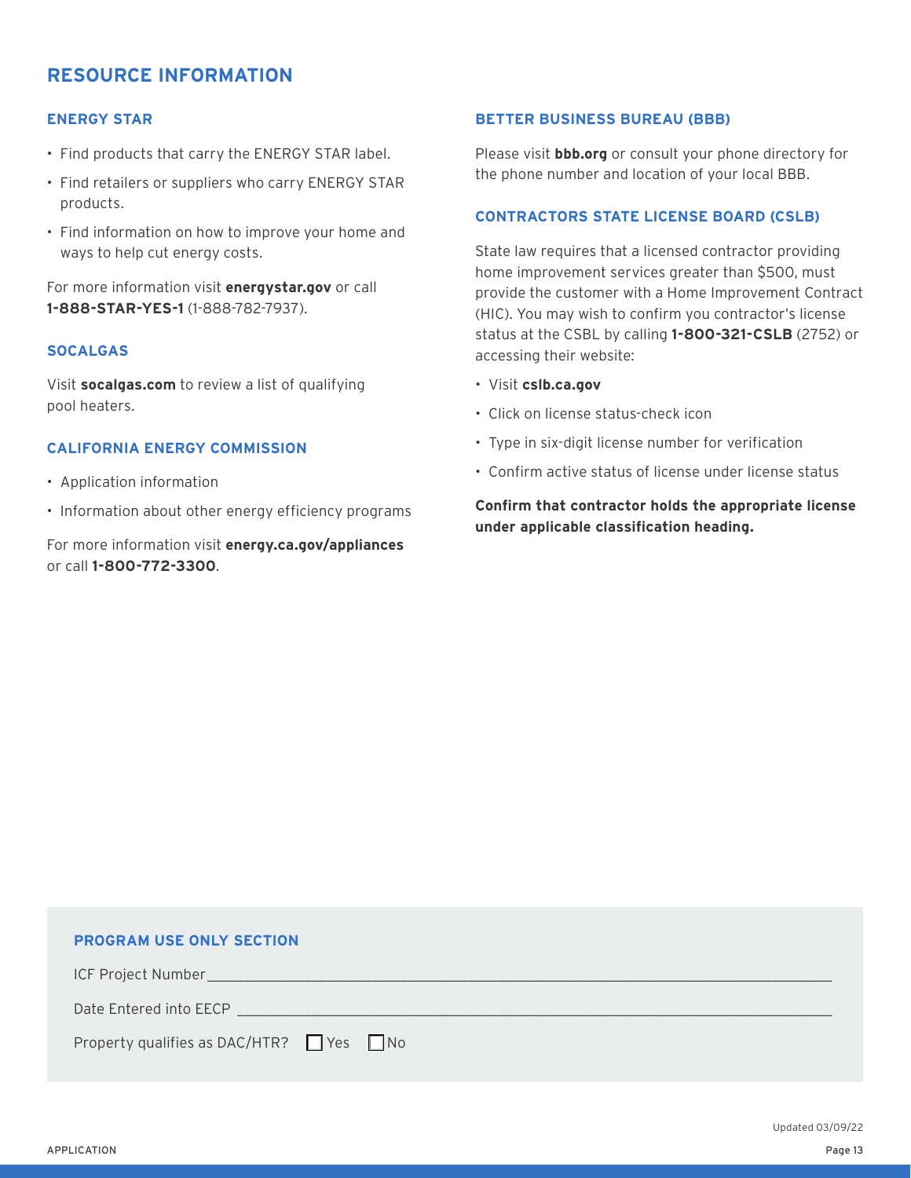# RESOURCE INFORMATION

## ENERGY STAR

- Find products that carry the ENERGY STAR label.
- Find retailers or suppliers who carry ENERGY STAR products.
- Find information on how to improve your home and ways to help cut energy costs.

For more information visit **energystar.gov** or call **1-888-STAR-YES-1** (1-888-782-7937).

## SOCALGAS

Visit **socalgas.com** to review a list of qualifying pool heaters.

## CALIFORNIA ENERGY COMMISSION

- Application information
- Information about other energy efficiency programs

For more information visit **energy.ca.gov/appliances** or call **1-800-772-3300**.

## BETTER BUSINESS BUREAU (BBB)

Please visit **bbb.org** or consult your phone directory for the phone number and location of your local BBB.

## CONTRACTORS STATE LICENSE BOARD (CSLB)

State law requires that a licensed contractor providing home improvement services greater than $500, must provide the customer with a Home Improvement Contract (HIC). You may wish to confirm you contractor's license status at the CSBL by calling **1-800-321-CSLB** (2752) or accessing their website:

- Visit **cslb.ca.gov**
- Click on license status-check icon
- Type in six-digit license number for verification
- Confirm active status of license under license status

**Confirm that contractor holds the appropriate license under applicable classification heading.**

## PROGRAM USE ONLY SECTION

ICF Project Number ____________________

Date Entered into EECP ____________________

Property qualifies as DAC/HTR? ☐ Yes ☐ No

Updated 03/09/22